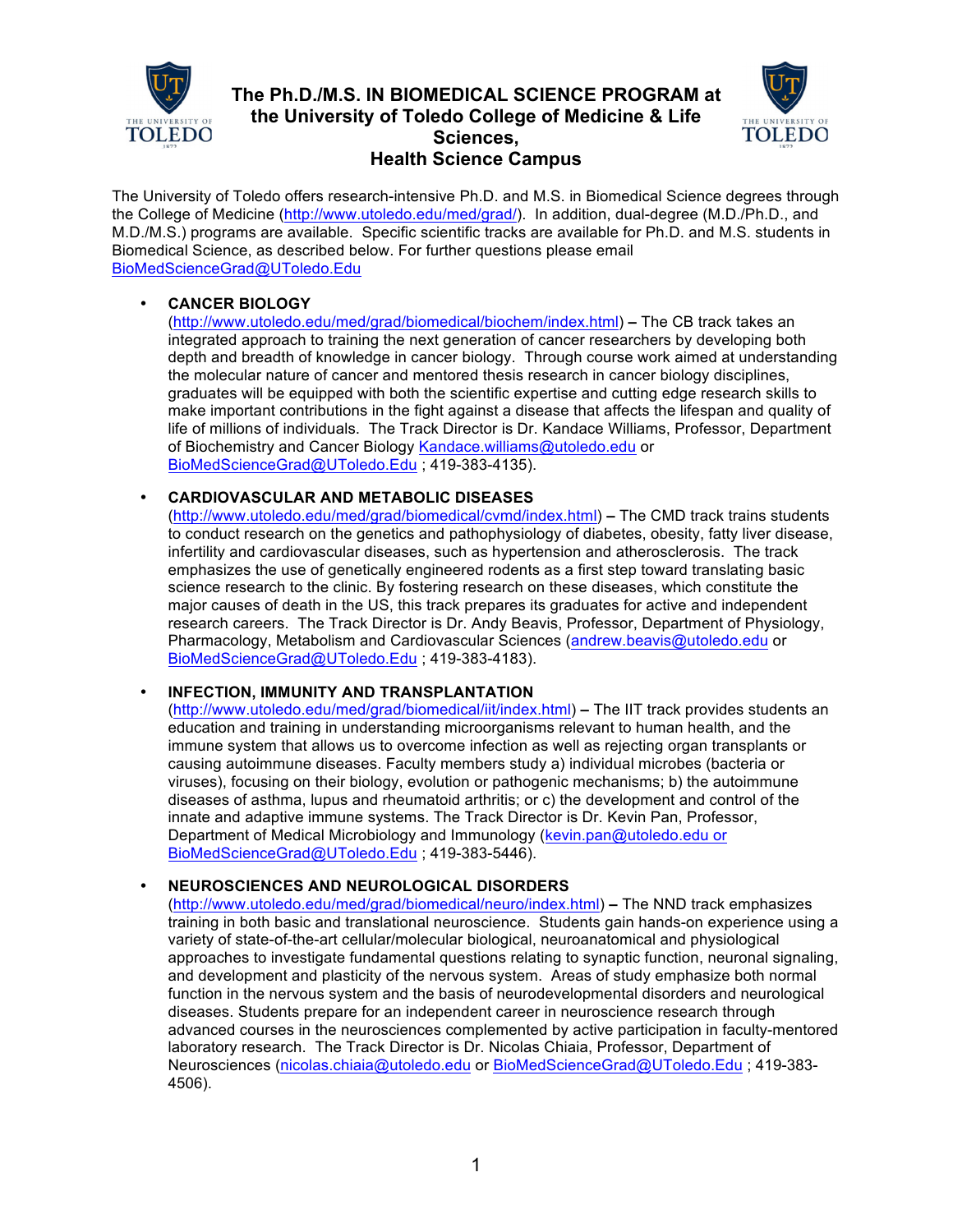# The Ph.D./M.S. IN BIOMEDICAL SCIENCE PROGRAM at the University of Toledo College of Medicine & Life Sciences, Health Science Campus

The University of Toledo offers research-intensive Ph.D. and M.S. in Biomedical Science degrees through the College of Medicine (http://www.utoledo.edu/med/grad/). In addition, dual-degree (M.D./Ph.D., and M.D./M.S.) programs are available. Specific scientific tracks are available for Ph.D. and M.S. students in Biomedical Science, as described below. For further questions please email BioMedScienceGrad@UToledo.Edu

- **CANCER BIOLOGY** (http://www.utoledo.edu/med/grad/biomedical/biochem/index.html) **–** The CB track takes an integrated approach to training the next generation of cancer researchers by developing both depth and breadth of knowledge in cancer biology. Through course work aimed at understanding the molecular nature of cancer and mentored thesis research in cancer biology disciplines, graduates will be equipped with both the scientific expertise and cutting edge research skills to make important contributions in the fight against a disease that affects the lifespan and quality of life of millions of individuals. The Track Director is Dr. Kandace Williams, Professor, Department of Biochemistry and Cancer Biology Kandace.williams@utoledo.edu or BioMedScienceGrad@UToledo.Edu ; 419-383-4135).

- **CARDIOVASCULAR AND METABOLIC DISEASES** (http://www.utoledo.edu/med/grad/biomedical/cvmd/index.html) **–** The CMD track trains students to conduct research on the genetics and pathophysiology of diabetes, obesity, fatty liver disease, infertility and cardiovascular diseases, such as hypertension and atherosclerosis. The track emphasizes the use of genetically engineered rodents as a first step toward translating basic science research to the clinic. By fostering research on these diseases, which constitute the major causes of death in the US, this track prepares its graduates for active and independent research careers. The Track Director is Dr. Andy Beavis, Professor, Department of Physiology, Pharmacology, Metabolism and Cardiovascular Sciences (andrew.beavis@utoledo.edu or BioMedScienceGrad@UToledo.Edu ; 419-383-4183).

- **INFECTION, IMMUNITY AND TRANSPLANTATION** (http://www.utoledo.edu/med/grad/biomedical/iit/index.html) **–** The IIT track provides students an education and training in understanding microorganisms relevant to human health, and the immune system that allows us to overcome infection as well as rejecting organ transplants or causing autoimmune diseases. Faculty members study a) individual microbes (bacteria or viruses), focusing on their biology, evolution or pathogenic mechanisms; b) the autoimmune diseases of asthma, lupus and rheumatoid arthritis; or c) the development and control of the innate and adaptive immune systems. The Track Director is Dr. Kevin Pan, Professor, Department of Medical Microbiology and Immunology (kevin.pan@utoledo.edu or BioMedScienceGrad@UToledo.Edu ; 419-383-5446).

- **NEUROSCIENCES AND NEUROLOGICAL DISORDERS** (http://www.utoledo.edu/med/grad/biomedical/neuro/index.html) **–** The NND track emphasizes training in both basic and translational neuroscience. Students gain hands-on experience using a variety of state-of-the-art cellular/molecular biological, neuroanatomical and physiological approaches to investigate fundamental questions relating to synaptic function, neuronal signaling, and development and plasticity of the nervous system. Areas of study emphasize both normal function in the nervous system and the basis of neurodevelopmental disorders and neurological diseases. Students prepare for an independent career in neuroscience research through advanced courses in the neurosciences complemented by active participation in faculty-mentored laboratory research. The Track Director is Dr. Nicolas Chiaia, Professor, Department of Neurosciences (nicolas.chiaia@utoledo.edu or BioMedScienceGrad@UToledo.Edu ; 419-383-4506).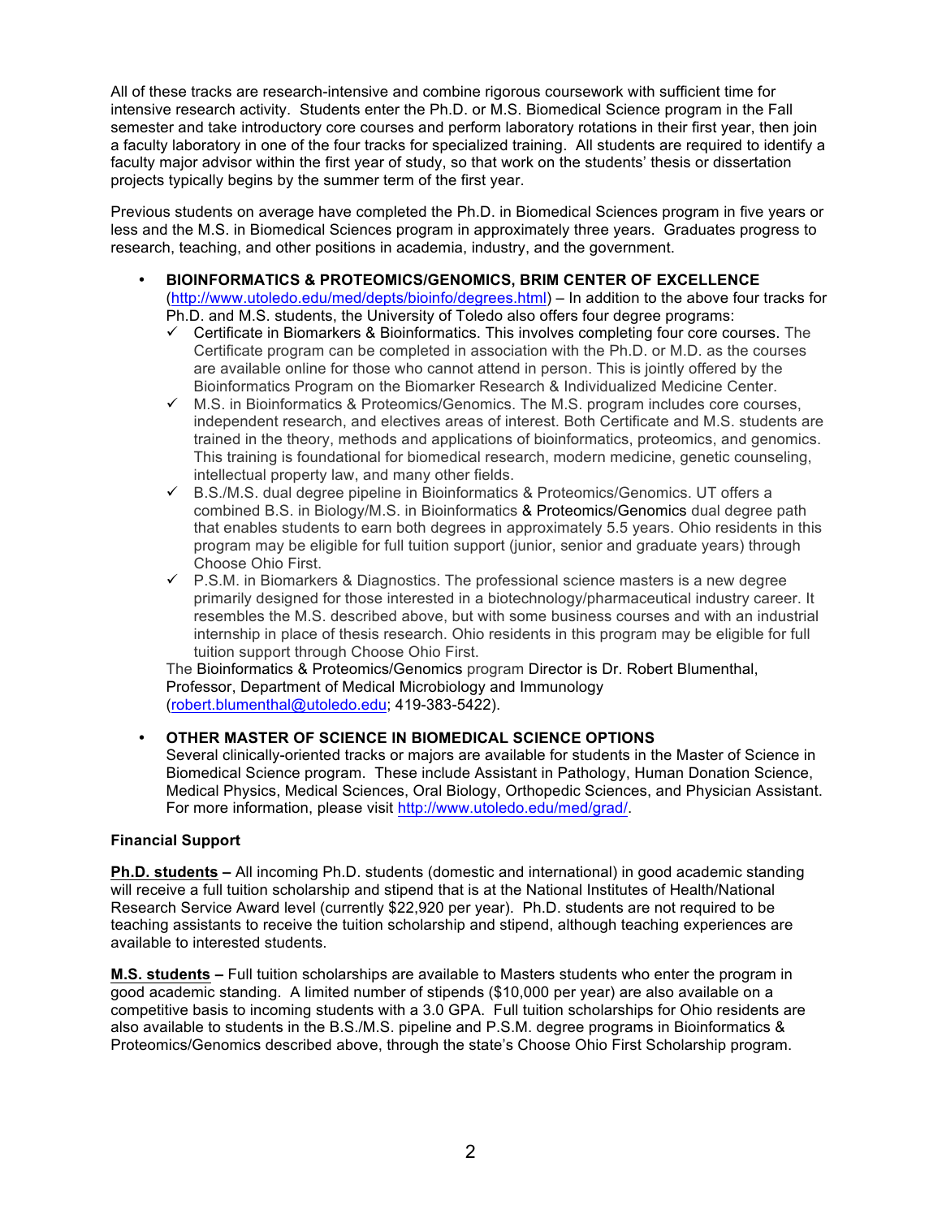All of these tracks are research-intensive and combine rigorous coursework with sufficient time for intensive research activity. Students enter the Ph.D. or M.S. Biomedical Science program in the Fall semester and take introductory core courses and perform laboratory rotations in their first year, then join a faculty laboratory in one of the four tracks for specialized training. All students are required to identify a faculty major advisor within the first year of study, so that work on the students' thesis or dissertation projects typically begins by the summer term of the first year.

Previous students on average have completed the Ph.D. in Biomedical Sciences program in five years or less and the M.S. in Biomedical Sciences program in approximately three years. Graduates progress to research, teaching, and other positions in academia, industry, and the government.

- **BIOINFORMATICS & PROTEOMICS/GENOMICS, BRIM CENTER OF EXCELLENCE** (http://www.utoledo.edu/med/depts/bioinfo/degrees.html) – In addition to the above four tracks for Ph.D. and M.S. students, the University of Toledo also offers four degree programs:
  - ✓ Certificate in Biomarkers & Bioinformatics. This involves completing four core courses. The Certificate program can be completed in association with the Ph.D. or M.D. as the courses are available online for those who cannot attend in person. This is jointly offered by the Bioinformatics Program on the Biomarker Research & Individualized Medicine Center.
  - ✓ M.S. in Bioinformatics & Proteomics/Genomics. The M.S. program includes core courses, independent research, and electives areas of interest. Both Certificate and M.S. students are trained in the theory, methods and applications of bioinformatics, proteomics, and genomics. This training is foundational for biomedical research, modern medicine, genetic counseling, intellectual property law, and many other fields.
  - ✓ B.S./M.S. dual degree pipeline in Bioinformatics & Proteomics/Genomics. UT offers a combined B.S. in Biology/M.S. in Bioinformatics & Proteomics/Genomics dual degree path that enables students to earn both degrees in approximately 5.5 years. Ohio residents in this program may be eligible for full tuition support (junior, senior and graduate years) through Choose Ohio First.
  - ✓ P.S.M. in Biomarkers & Diagnostics. The professional science masters is a new degree primarily designed for those interested in a biotechnology/pharmaceutical industry career. It resembles the M.S. described above, but with some business courses and with an industrial internship in place of thesis research. Ohio residents in this program may be eligible for full tuition support through Choose Ohio First.

  The Bioinformatics & Proteomics/Genomics program Director is Dr. Robert Blumenthal, Professor, Department of Medical Microbiology and Immunology (robert.blumenthal@utoledo.edu; 419-383-5422).

- **OTHER MASTER OF SCIENCE IN BIOMEDICAL SCIENCE OPTIONS**
  Several clinically-oriented tracks or majors are available for students in the Master of Science in Biomedical Science program. These include Assistant in Pathology, Human Donation Science, Medical Physics, Medical Sciences, Oral Biology, Orthopedic Sciences, and Physician Assistant. For more information, please visit http://www.utoledo.edu/med/grad/.

**Financial Support**

**Ph.D. students –** All incoming Ph.D. students (domestic and international) in good academic standing will receive a full tuition scholarship and stipend that is at the National Institutes of Health/National Research Service Award level (currently $22,920 per year). Ph.D. students are not required to be teaching assistants to receive the tuition scholarship and stipend, although teaching experiences are available to interested students.

**M.S. students –** Full tuition scholarships are available to Masters students who enter the program in good academic standing. A limited number of stipends ($10,000 per year) are also available on a competitive basis to incoming students with a 3.0 GPA. Full tuition scholarships for Ohio residents are also available to students in the B.S./M.S. pipeline and P.S.M. degree programs in Bioinformatics & Proteomics/Genomics described above, through the state's Choose Ohio First Scholarship program.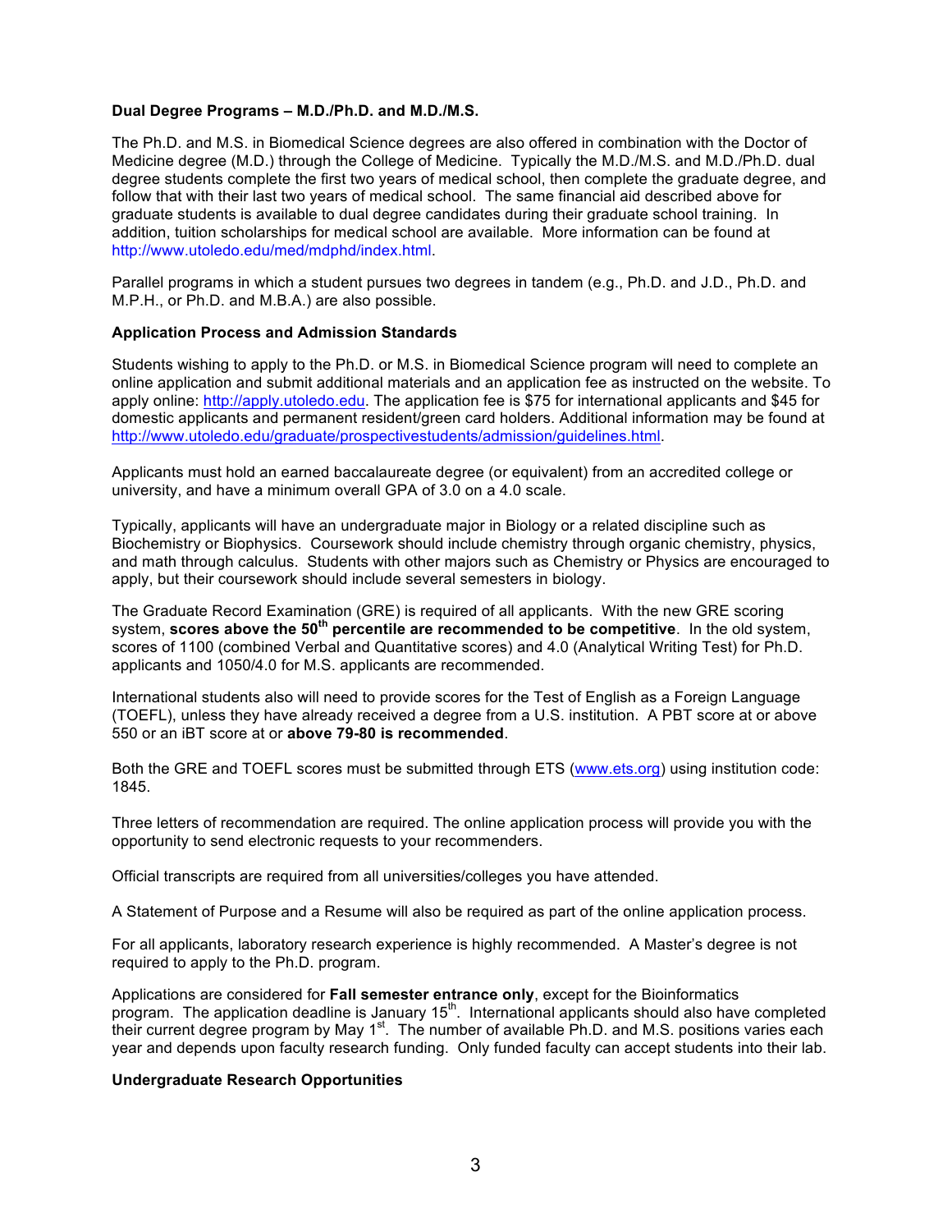### Dual Degree Programs – M.D./Ph.D. and M.D./M.S.

The Ph.D. and M.S. in Biomedical Science degrees are also offered in combination with the Doctor of Medicine degree (M.D.) through the College of Medicine. Typically the M.D./M.S. and M.D./Ph.D. dual degree students complete the first two years of medical school, then complete the graduate degree, and follow that with their last two years of medical school. The same financial aid described above for graduate students is available to dual degree candidates during their graduate school training. In addition, tuition scholarships for medical school are available. More information can be found at http://www.utoledo.edu/med/mdphd/index.html.

Parallel programs in which a student pursues two degrees in tandem (e.g., Ph.D. and J.D., Ph.D. and M.P.H., or Ph.D. and M.B.A.) are also possible.

### Application Process and Admission Standards

Students wishing to apply to the Ph.D. or M.S. in Biomedical Science program will need to complete an online application and submit additional materials and an application fee as instructed on the website. To apply online: http://apply.utoledo.edu. The application fee is $75 for international applicants and $45 for domestic applicants and permanent resident/green card holders. Additional information may be found at http://www.utoledo.edu/graduate/prospectivestudents/admission/guidelines.html.

Applicants must hold an earned baccalaureate degree (or equivalent) from an accredited college or university, and have a minimum overall GPA of 3.0 on a 4.0 scale.

Typically, applicants will have an undergraduate major in Biology or a related discipline such as Biochemistry or Biophysics. Coursework should include chemistry through organic chemistry, physics, and math through calculus. Students with other majors such as Chemistry or Physics are encouraged to apply, but their coursework should include several semesters in biology.

The Graduate Record Examination (GRE) is required of all applicants. With the new GRE scoring system, **scores above the 50th percentile are recommended to be competitive**. In the old system, scores of 1100 (combined Verbal and Quantitative scores) and 4.0 (Analytical Writing Test) for Ph.D. applicants and 1050/4.0 for M.S. applicants are recommended.

International students also will need to provide scores for the Test of English as a Foreign Language (TOEFL), unless they have already received a degree from a U.S. institution. A PBT score at or above 550 or an iBT score at or **above 79-80 is recommended**.

Both the GRE and TOEFL scores must be submitted through ETS (www.ets.org) using institution code: 1845.

Three letters of recommendation are required. The online application process will provide you with the opportunity to send electronic requests to your recommenders.

Official transcripts are required from all universities/colleges you have attended.

A Statement of Purpose and a Resume will also be required as part of the online application process.

For all applicants, laboratory research experience is highly recommended. A Master's degree is not required to apply to the Ph.D. program.

Applications are considered for **Fall semester entrance only**, except for the Bioinformatics program. The application deadline is January 15th. International applicants should also have completed their current degree program by May 1st. The number of available Ph.D. and M.S. positions varies each year and depends upon faculty research funding. Only funded faculty can accept students into their lab.

### Undergraduate Research Opportunities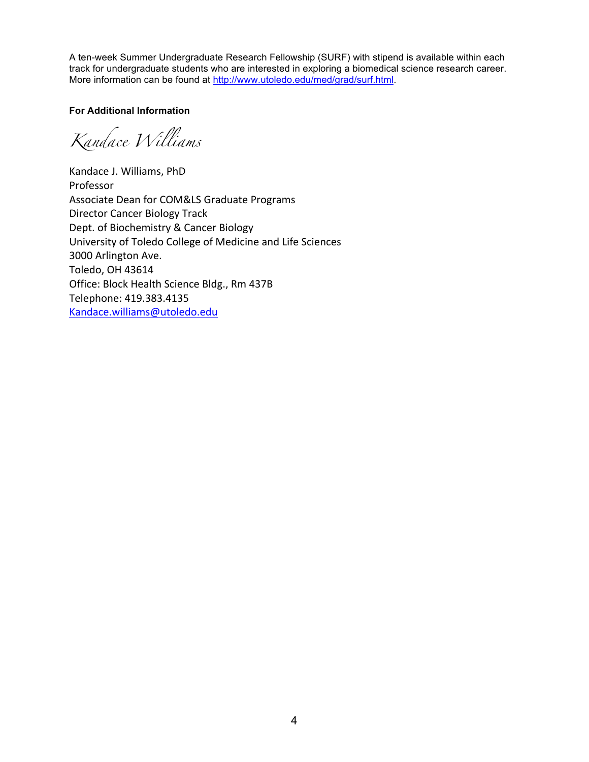A ten-week Summer Undergraduate Research Fellowship (SURF) with stipend is available within each track for undergraduate students who are interested in exploring a biomedical science research career. More information can be found at http://www.utoledo.edu/med/grad/surf.html.

**For Additional Information**

*Kandace Williams*

Kandace J. Williams, PhD
Professor
Associate Dean for COM&LS Graduate Programs
Director Cancer Biology Track
Dept. of Biochemistry & Cancer Biology
University of Toledo College of Medicine and Life Sciences
3000 Arlington Ave.
Toledo, OH 43614
Office: Block Health Science Bldg., Rm 437B
Telephone: 419.383.4135
Kandace.williams@utoledo.edu